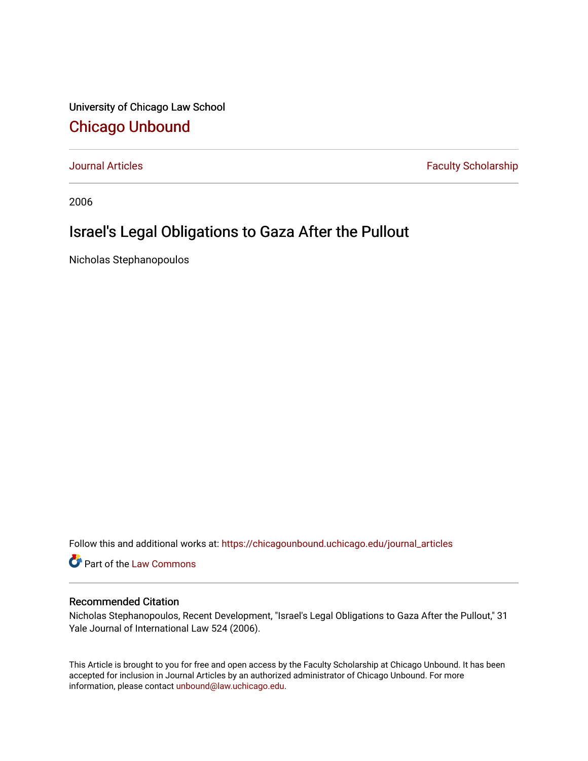University of Chicago Law School

# Chicago Unbound

Journal Articles | Faculty Scholarship

2006

# Israel's Legal Obligations to Gaza After the Pullout

Nicholas Stephanopoulos

Follow this and additional works at: https://chicagounbound.uchicago.edu/journal_articles

Part of the Law Commons

## Recommended Citation

Nicholas Stephanopoulos, Recent Development, "Israel's Legal Obligations to Gaza After the Pullout," 31 Yale Journal of International Law 524 (2006).

This Article is brought to you for free and open access by the Faculty Scholarship at Chicago Unbound. It has been accepted for inclusion in Journal Articles by an authorized administrator of Chicago Unbound. For more information, please contact unbound@law.uchicago.edu.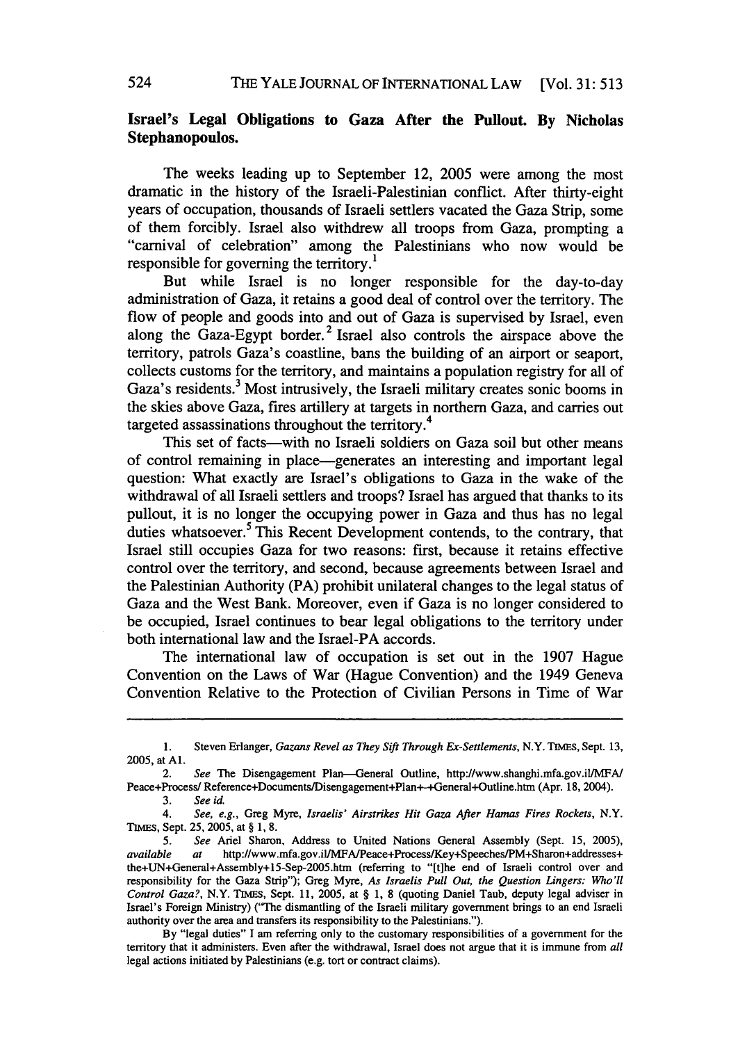## Israel's Legal Obligations to Gaza After the Pullout. By Nicholas Stephanopoulos.

The weeks leading up to September 12, 2005 were among the most dramatic in the history of the Israeli-Palestinian conflict. After thirty-eight years of occupation, thousands of Israeli settlers vacated the Gaza Strip, some of them forcibly. Israel also withdrew all troops from Gaza, prompting a "carnival of celebration" among the Palestinians who now would be responsible for governing the territory.[1]

But while Israel is no longer responsible for the day-to-day administration of Gaza, it retains a good deal of control over the territory. The flow of people and goods into and out of Gaza is supervised by Israel, even along the Gaza-Egypt border.[2] Israel also controls the airspace above the territory, patrols Gaza's coastline, bans the building of an airport or seaport, collects customs for the territory, and maintains a population registry for all of Gaza's residents.[3] Most intrusively, the Israeli military creates sonic booms in the skies above Gaza, fires artillery at targets in northern Gaza, and carries out targeted assassinations throughout the territory.[4]

This set of facts—with no Israeli soldiers on Gaza soil but other means of control remaining in place—generates an interesting and important legal question: What exactly are Israel's obligations to Gaza in the wake of the withdrawal of all Israeli settlers and troops? Israel has argued that thanks to its pullout, it is no longer the occupying power in Gaza and thus has no legal duties whatsoever.[5] This Recent Development contends, to the contrary, that Israel still occupies Gaza for two reasons: first, because it retains effective control over the territory, and second, because agreements between Israel and the Palestinian Authority (PA) prohibit unilateral changes to the legal status of Gaza and the West Bank. Moreover, even if Gaza is no longer considered to be occupied, Israel continues to bear legal obligations to the territory under both international law and the Israel-PA accords.

The international law of occupation is set out in the 1907 Hague Convention on the Laws of War (Hague Convention) and the 1949 Geneva Convention Relative to the Protection of Civilian Persons in Time of War

---

1. Steven Erlanger, *Gazans Revel as They Sift Through Ex-Settlements*, N.Y. TIMES, Sept. 13, 2005, at A1.

2. *See* The Disengagement Plan—General Outline, http://www.shanghi.mfa.gov.il/MFA/Peace+Process/ Reference+Documents/Disengagement+Plan+-+General+Outline.htm (Apr. 18, 2004).

3. *See id.*

4. *See, e.g.*, Greg Myre, *Israelis' Airstrikes Hit Gaza After Hamas Fires Rockets*, N.Y. TIMES, Sept. 25, 2005, at § 1, 8.

5. *See* Ariel Sharon, Address to United Nations General Assembly (Sept. 15, 2005), *available at* http://www.mfa.gov.il/MFA/Peace+Process/Key+Speeches/PM+Sharon+addresses+the+UN+General+Assembly+15-Sep-2005.htm (referring to "[t]he end of Israeli control over and responsibility for the Gaza Strip"); Greg Myre, *As Israelis Pull Out, the Question Lingers: Who'll Control Gaza?*, N.Y. TIMES, Sept. 11, 2005, at § 1, 8 (quoting Daniel Taub, deputy legal adviser in Israel's Foreign Ministry) ("The dismantling of the Israeli military government brings to an end Israeli authority over the area and transfers its responsibility to the Palestinians.").

By "legal duties" I am referring only to the customary responsibilities of a government for the territory that it administers. Even after the withdrawal, Israel does not argue that it is immune from *all* legal actions initiated by Palestinians (e.g. tort or contract claims).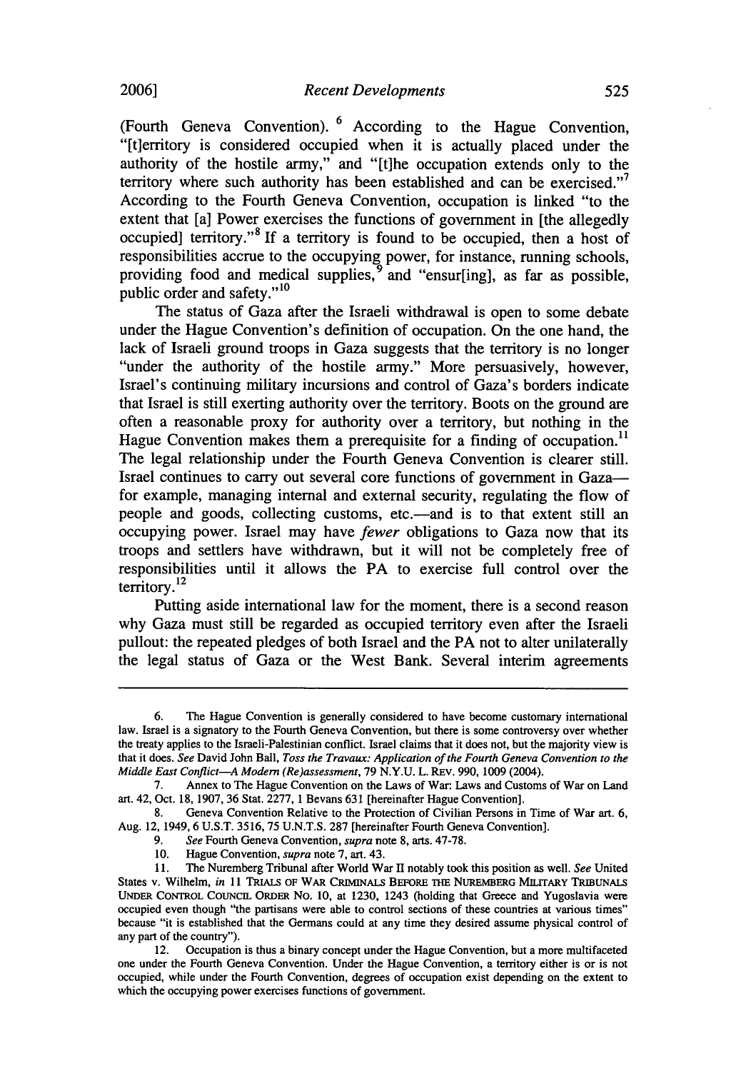(Fourth Geneva Convention).[6] According to the Hague Convention, "[t]erritory is considered occupied when it is actually placed under the authority of the hostile army," and "[t]he occupation extends only to the territory where such authority has been established and can be exercised."[7] According to the Fourth Geneva Convention, occupation is linked "to the extent that [a] Power exercises the functions of government in [the allegedly occupied] territory."[8] If a territory is found to be occupied, then a host of responsibilities accrue to the occupying power, for instance, running schools, providing food and medical supplies,[9] and "ensur[ing], as far as possible, public order and safety."[10]

The status of Gaza after the Israeli withdrawal is open to some debate under the Hague Convention's definition of occupation. On the one hand, the lack of Israeli ground troops in Gaza suggests that the territory is no longer "under the authority of the hostile army." More persuasively, however, Israel's continuing military incursions and control of Gaza's borders indicate that Israel is still exerting authority over the territory. Boots on the ground are often a reasonable proxy for authority over a territory, but nothing in the Hague Convention makes them a prerequisite for a finding of occupation.[11] The legal relationship under the Fourth Geneva Convention is clearer still. Israel continues to carry out several core functions of government in Gaza—for example, managing internal and external security, regulating the flow of people and goods, collecting customs, etc.—and is to that extent still an occupying power. Israel may have *fewer* obligations to Gaza now that its troops and settlers have withdrawn, but it will not be completely free of responsibilities until it allows the PA to exercise full control over the territory.[12]

Putting aside international law for the moment, there is a second reason why Gaza must still be regarded as occupied territory even after the Israeli pullout: the repeated pledges of both Israel and the PA not to alter unilaterally the legal status of Gaza or the West Bank. Several interim agreements

---

6. The Hague Convention is generally considered to have become customary international law. Israel is a signatory to the Fourth Geneva Convention, but there is some controversy over whether the treaty applies to the Israeli-Palestinian conflict. Israel claims that it does not, but the majority view is that it does. *See* David John Ball, *Toss the Travaux: Application of the Fourth Geneva Convention to the Middle East Conflict—A Modern (Re)assessment*, 79 N.Y.U. L. REV. 990, 1009 (2004).

7. Annex to The Hague Convention on the Laws of War: Laws and Customs of War on Land art. 42, Oct. 18, 1907, 36 Stat. 2277, 1 Bevans 631 [hereinafter Hague Convention].

8. Geneva Convention Relative to the Protection of Civilian Persons in Time of War art. 6, Aug. 12, 1949, 6 U.S.T. 3516, 75 U.N.T.S. 287 [hereinafter Fourth Geneva Convention].

9. *See* Fourth Geneva Convention, *supra* note 8, arts. 47-78.

10. Hague Convention, *supra* note 7, art. 43.

11. The Nuremberg Tribunal after World War II notably took this position as well. *See* United States v. Wilhelm, *in* 11 TRIALS OF WAR CRIMINALS BEFORE THE NUREMBERG MILITARY TRIBUNALS UNDER CONTROL COUNCIL ORDER NO. 10, at 1230, 1243 (holding that Greece and Yugoslavia were occupied even though "the partisans were able to control sections of these countries at various times" because "it is established that the Germans could at any time they desired assume physical control of any part of the country").

12. Occupation is thus a binary concept under the Hague Convention, but a more multifaceted one under the Fourth Geneva Convention. Under the Hague Convention, a territory either is or is not occupied, while under the Fourth Convention, degrees of occupation exist depending on the extent to which the occupying power exercises functions of government.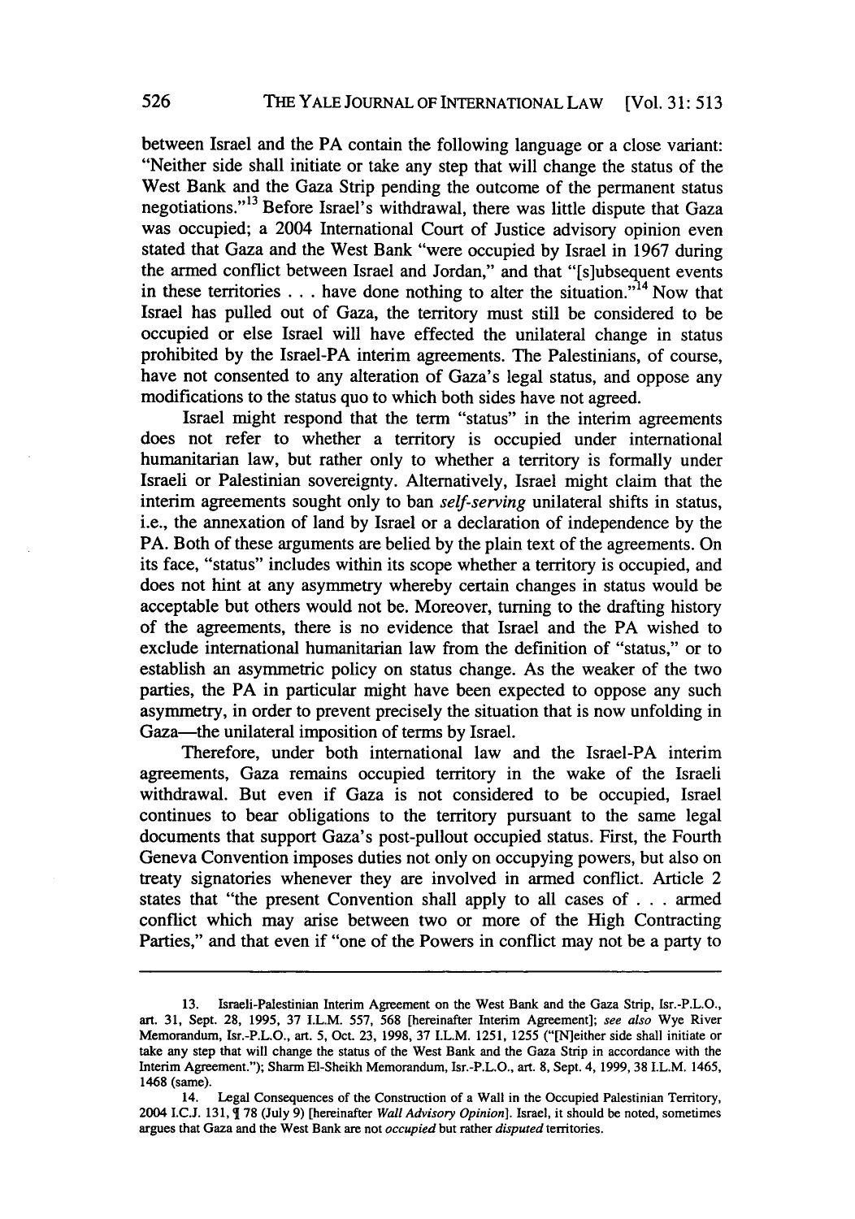between Israel and the PA contain the following language or a close variant: "Neither side shall initiate or take any step that will change the status of the West Bank and the Gaza Strip pending the outcome of the permanent status negotiations."[13] Before Israel's withdrawal, there was little dispute that Gaza was occupied; a 2004 International Court of Justice advisory opinion even stated that Gaza and the West Bank "were occupied by Israel in 1967 during the armed conflict between Israel and Jordan," and that "[s]ubsequent events in these territories . . . have done nothing to alter the situation."[14] Now that Israel has pulled out of Gaza, the territory must still be considered to be occupied or else Israel will have effected the unilateral change in status prohibited by the Israel-PA interim agreements. The Palestinians, of course, have not consented to any alteration of Gaza's legal status, and oppose any modifications to the status quo to which both sides have not agreed.

Israel might respond that the term "status" in the interim agreements does not refer to whether a territory is occupied under international humanitarian law, but rather only to whether a territory is formally under Israeli or Palestinian sovereignty. Alternatively, Israel might claim that the interim agreements sought only to ban *self-serving* unilateral shifts in status, i.e., the annexation of land by Israel or a declaration of independence by the PA. Both of these arguments are belied by the plain text of the agreements. On its face, "status" includes within its scope whether a territory is occupied, and does not hint at any asymmetry whereby certain changes in status would be acceptable but others would not be. Moreover, turning to the drafting history of the agreements, there is no evidence that Israel and the PA wished to exclude international humanitarian law from the definition of "status," or to establish an asymmetric policy on status change. As the weaker of the two parties, the PA in particular might have been expected to oppose any such asymmetry, in order to prevent precisely the situation that is now unfolding in Gaza—the unilateral imposition of terms by Israel.

Therefore, under both international law and the Israel-PA interim agreements, Gaza remains occupied territory in the wake of the Israeli withdrawal. But even if Gaza is not considered to be occupied, Israel continues to bear obligations to the territory pursuant to the same legal documents that support Gaza's post-pullout occupied status. First, the Fourth Geneva Convention imposes duties not only on occupying powers, but also on treaty signatories whenever they are involved in armed conflict. Article 2 states that "the present Convention shall apply to all cases of . . . armed conflict which may arise between two or more of the High Contracting Parties," and that even if "one of the Powers in conflict may not be a party to

---

13. Israeli-Palestinian Interim Agreement on the West Bank and the Gaza Strip, Isr.-P.L.O., art. 31, Sept. 28, 1995, 37 I.L.M. 557, 568 [hereinafter Interim Agreement]; *see also* Wye River Memorandum, Isr.-P.L.O., art. 5, Oct. 23, 1998, 37 I.L.M. 1251, 1255 ("[N]either side shall initiate or take any step that will change the status of the West Bank and the Gaza Strip in accordance with the Interim Agreement."); Sharm El-Sheikh Memorandum, Isr.-P.L.O., art. 8, Sept. 4, 1999, 38 I.L.M. 1465, 1468 (same).

14. Legal Consequences of the Construction of a Wall in the Occupied Palestinian Territory, 2004 I.C.J. 131, ¶ 78 (July 9) [hereinafter *Wall Advisory Opinion*]. Israel, it should be noted, sometimes argues that Gaza and the West Bank are not *occupied* but rather *disputed* territories.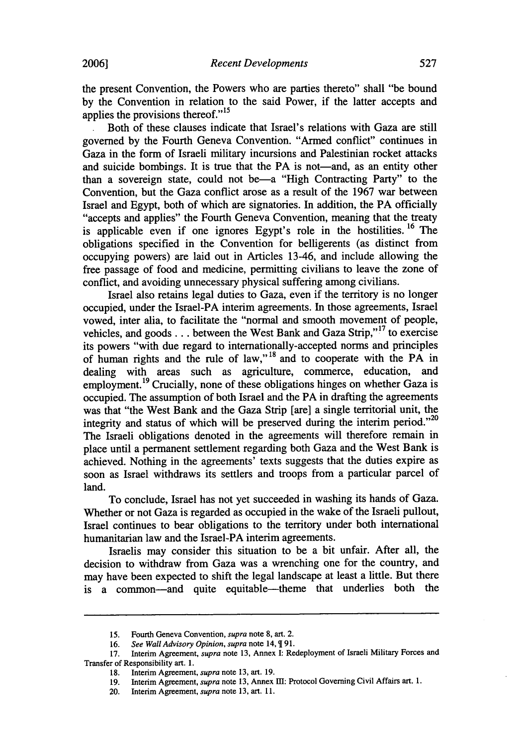the present Convention, the Powers who are parties thereto" shall "be bound by the Convention in relation to the said Power, if the latter accepts and applies the provisions thereof."[15]

Both of these clauses indicate that Israel's relations with Gaza are still governed by the Fourth Geneva Convention. "Armed conflict" continues in Gaza in the form of Israeli military incursions and Palestinian rocket attacks and suicide bombings. It is true that the PA is not—and, as an entity other than a sovereign state, could not be—a "High Contracting Party" to the Convention, but the Gaza conflict arose as a result of the 1967 war between Israel and Egypt, both of which are signatories. In addition, the PA officially "accepts and applies" the Fourth Geneva Convention, meaning that the treaty is applicable even if one ignores Egypt's role in the hostilities.[16] The obligations specified in the Convention for belligerents (as distinct from occupying powers) are laid out in Articles 13-46, and include allowing the free passage of food and medicine, permitting civilians to leave the zone of conflict, and avoiding unnecessary physical suffering among civilians.

Israel also retains legal duties to Gaza, even if the territory is no longer occupied, under the Israel-PA interim agreements. In those agreements, Israel vowed, inter alia, to facilitate the "normal and smooth movement of people, vehicles, and goods . . . between the West Bank and Gaza Strip,"[17] to exercise its powers "with due regard to internationally-accepted norms and principles of human rights and the rule of law,"[18] and to cooperate with the PA in dealing with areas such as agriculture, commerce, education, and employment.[19] Crucially, none of these obligations hinges on whether Gaza is occupied. The assumption of both Israel and the PA in drafting the agreements was that "the West Bank and the Gaza Strip [are] a single territorial unit, the integrity and status of which will be preserved during the interim period."[20] The Israeli obligations denoted in the agreements will therefore remain in place until a permanent settlement regarding both Gaza and the West Bank is achieved. Nothing in the agreements' texts suggests that the duties expire as soon as Israel withdraws its settlers and troops from a particular parcel of land.

To conclude, Israel has not yet succeeded in washing its hands of Gaza. Whether or not Gaza is regarded as occupied in the wake of the Israeli pullout, Israel continues to bear obligations to the territory under both international humanitarian law and the Israel-PA interim agreements.

Israelis may consider this situation to be a bit unfair. After all, the decision to withdraw from Gaza was a wrenching one for the country, and may have been expected to shift the legal landscape at least a little. But there is a common—and quite equitable—theme that underlies both the

---

15. Fourth Geneva Convention, *supra* note 8, art. 2.

16. *See Wall Advisory Opinion*, *supra* note 14, ¶ 91.

17. Interim Agreement, *supra* note 13, Annex I: Redeployment of Israeli Military Forces and Transfer of Responsibility art. 1.

18. Interim Agreement, *supra* note 13, art. 19.

19. Interim Agreement, *supra* note 13, Annex III: Protocol Governing Civil Affairs art. 1.

20. Interim Agreement, *supra* note 13, art. 11.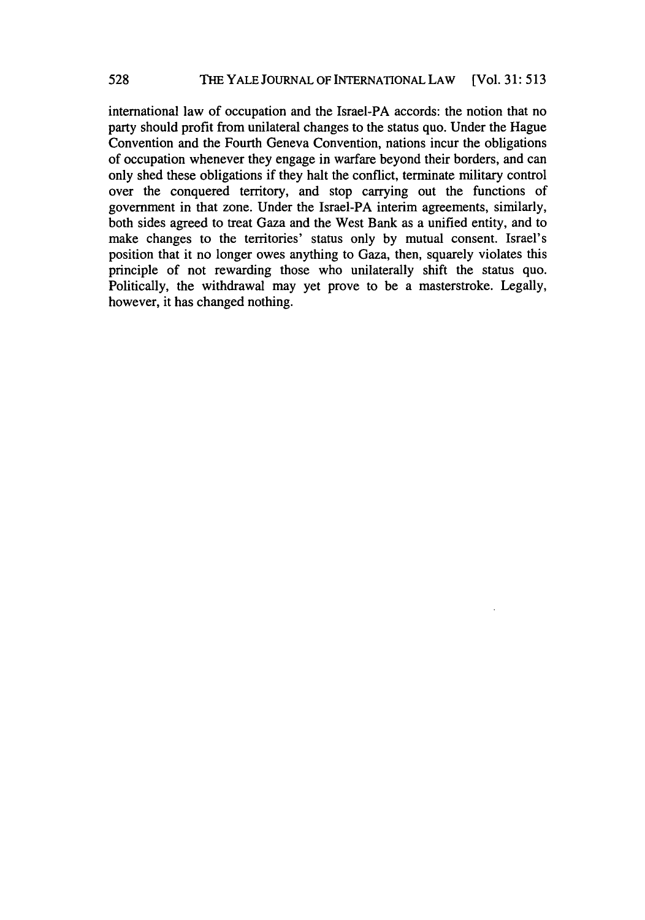international law of occupation and the Israel-PA accords: the notion that no party should profit from unilateral changes to the status quo. Under the Hague Convention and the Fourth Geneva Convention, nations incur the obligations of occupation whenever they engage in warfare beyond their borders, and can only shed these obligations if they halt the conflict, terminate military control over the conquered territory, and stop carrying out the functions of government in that zone. Under the Israel-PA interim agreements, similarly, both sides agreed to treat Gaza and the West Bank as a unified entity, and to make changes to the territories' status only by mutual consent. Israel's position that it no longer owes anything to Gaza, then, squarely violates this principle of not rewarding those who unilaterally shift the status quo. Politically, the withdrawal may yet prove to be a masterstroke. Legally, however, it has changed nothing.